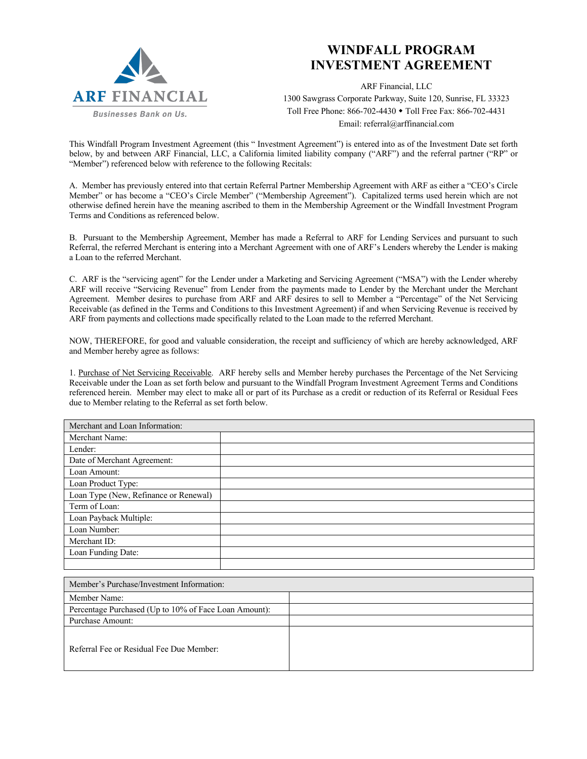ARF FINANCIAL

Businesses Bank on Us.

# WINDFALL PROGRAM INVESTMENT AGREEMENT

ARF Financial, LLC
1300 Sawgrass Corporate Parkway, Suite 120, Sunrise, FL 33323
Toll Free Phone: 866-702-4430 ◆ Toll Free Fax: 866-702-4431
Email: referral@arffinancial.com

This Windfall Program Investment Agreement (this " Investment Agreement") is entered into as of the Investment Date set forth below, by and between ARF Financial, LLC, a California limited liability company ("ARF") and the referral partner ("RP" or "Member") referenced below with reference to the following Recitals:

A. Member has previously entered into that certain Referral Partner Membership Agreement with ARF as either a "CEO's Circle Member" or has become a "CEO's Circle Member" ("Membership Agreement"). Capitalized terms used herein which are not otherwise defined herein have the meaning ascribed to them in the Membership Agreement or the Windfall Investment Program Terms and Conditions as referenced below.

B. Pursuant to the Membership Agreement, Member has made a Referral to ARF for Lending Services and pursuant to such Referral, the referred Merchant is entering into a Merchant Agreement with one of ARF's Lenders whereby the Lender is making a Loan to the referred Merchant.

C. ARF is the "servicing agent" for the Lender under a Marketing and Servicing Agreement ("MSA") with the Lender whereby ARF will receive "Servicing Revenue" from Lender from the payments made to Lender by the Merchant under the Merchant Agreement. Member desires to purchase from ARF and ARF desires to sell to Member a "Percentage" of the Net Servicing Receivable (as defined in the Terms and Conditions to this Investment Agreement) if and when Servicing Revenue is received by ARF from payments and collections made specifically related to the Loan made to the referred Merchant.

NOW, THEREFORE, for good and valuable consideration, the receipt and sufficiency of which are hereby acknowledged, ARF and Member hereby agree as follows:

1. Purchase of Net Servicing Receivable. ARF hereby sells and Member hereby purchases the Percentage of the Net Servicing Receivable under the Loan as set forth below and pursuant to the Windfall Program Investment Agreement Terms and Conditions referenced herein. Member may elect to make all or part of its Purchase as a credit or reduction of its Referral or Residual Fees due to Member relating to the Referral as set forth below.

| Merchant and Loan Information: | |
|---|---|
| Merchant Name: | |
| Lender: | |
| Date of Merchant Agreement: | |
| Loan Amount: | |
| Loan Product Type: | |
| Loan Type (New, Refinance or Renewal) | |
| Term of Loan: | |
| Loan Payback Multiple: | |
| Loan Number: | |
| Merchant ID: | |
| Loan Funding Date: | |
| | |

| Member's Purchase/Investment Information: | |
|---|---|
| Member Name: | |
| Percentage Purchased (Up to 10% of Face Loan Amount): | |
| Purchase Amount: | |
| Referral Fee or Residual Fee Due Member: | |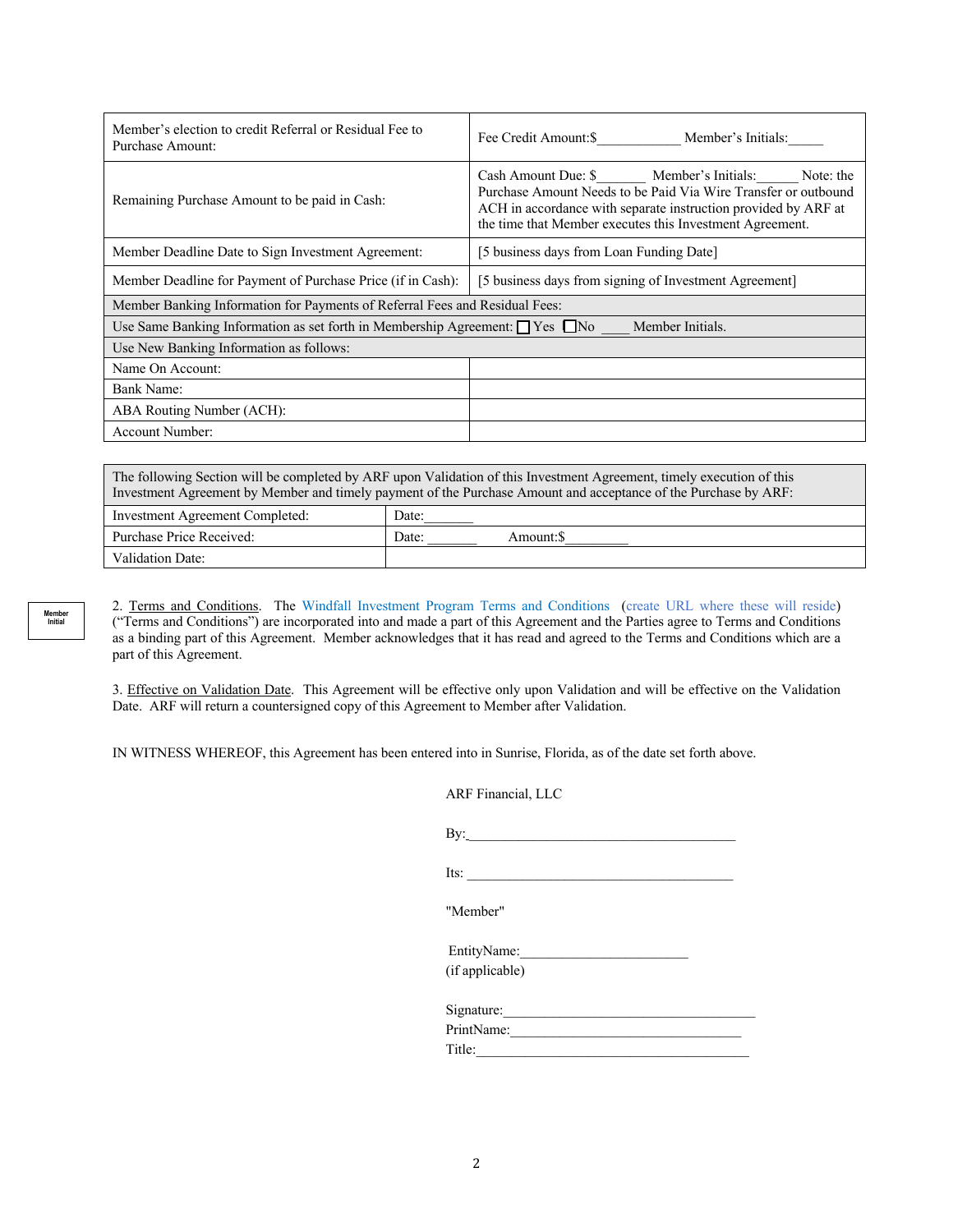| | |
|---|---|
| Member's election to credit Referral or Residual Fee to Purchase Amount: | Fee Credit Amount:$____________ Member's Initials:_____ |
| Remaining Purchase Amount to be paid in Cash: | Cash Amount Due: $_______ Member's Initials:______ Note: the Purchase Amount Needs to be Paid Via Wire Transfer or outbound ACH in accordance with separate instruction provided by ARF at the time that Member executes this Investment Agreement. |
| Member Deadline Date to Sign Investment Agreement: | [5 business days from Loan Funding Date] |
| Member Deadline for Payment of Purchase Price (if in Cash): | [5 business days from signing of Investment Agreement] |
| Member Banking Information for Payments of Referral Fees and Residual Fees: | |
| Use Same Banking Information as set forth in Membership Agreement: ☐ Yes ☐ No ____ Member Initials. | |
| Use New Banking Information as follows: | |
| Name On Account: | |
| Bank Name: | |
| ABA Routing Number (ACH): | |
| Account Number: | |

| | |
|---|---|
| The following Section will be completed by ARF upon Validation of this Investment Agreement, timely execution of this Investment Agreement by Member and timely payment of the Purchase Amount and acceptance of the Purchase by ARF: | |
| Investment Agreement Completed: | Date:_______ |
| Purchase Price Received: | Date: _______ Amount:$_________ |
| Validation Date: | |

Member Initial

2. Terms and Conditions. The Windfall Investment Program Terms and Conditions (create URL where these will reside) ("Terms and Conditions") are incorporated into and made a part of this Agreement and the Parties agree to Terms and Conditions as a binding part of this Agreement. Member acknowledges that it has read and agreed to the Terms and Conditions which are a part of this Agreement.

3. Effective on Validation Date. This Agreement will be effective only upon Validation and will be effective on the Validation Date. ARF will return a countersigned copy of this Agreement to Member after Validation.

IN WITNESS WHEREOF, this Agreement has been entered into in Sunrise, Florida, as of the date set forth above.

ARF Financial, LLC

By:_______________________________________

Its: _______________________________________

"Member"

EntityName:________________________
(if applicable)

Signature:____________________________________
PrintName:_________________________________
Title:_______________________________________